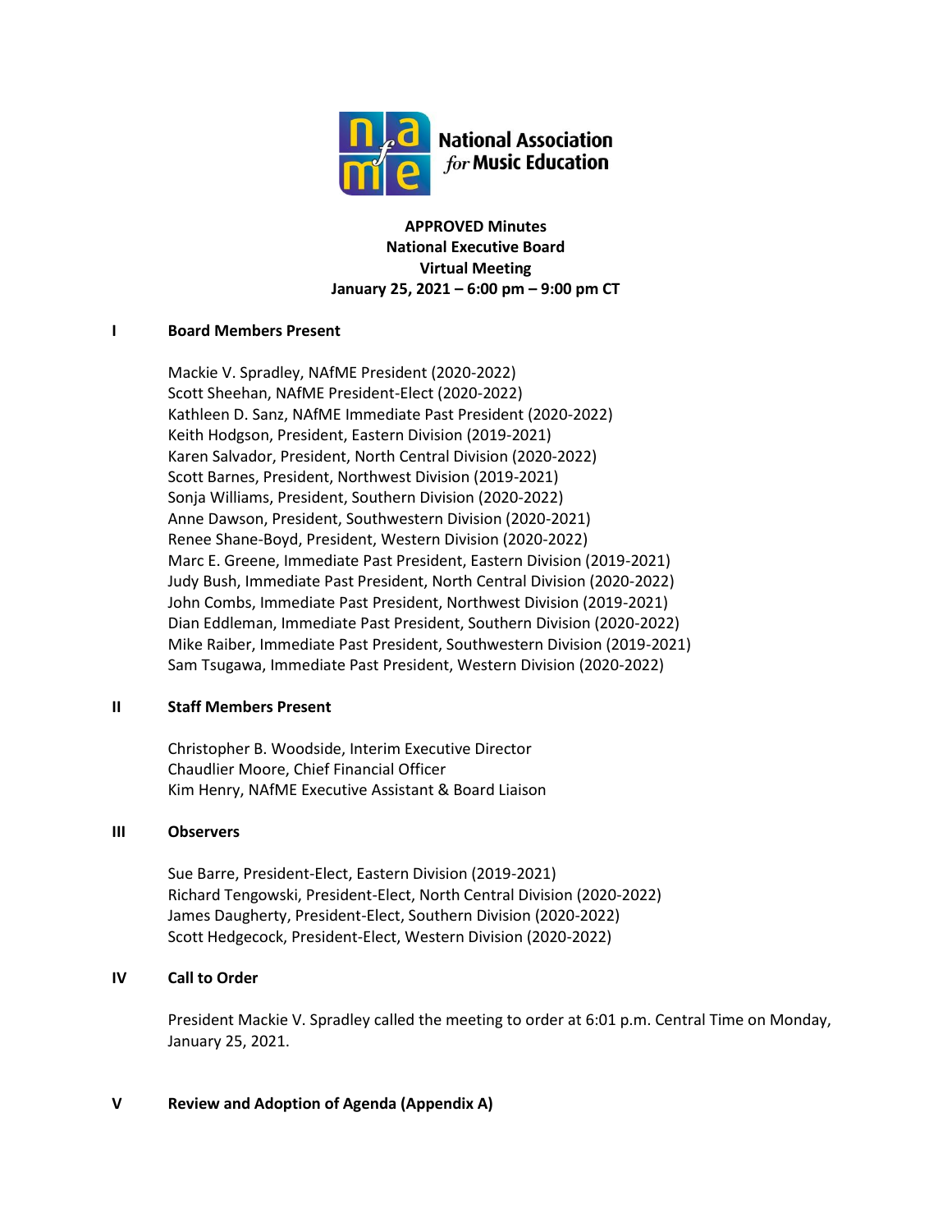National Association *for* Music Education

**APPROVED Minutes**
**National Executive Board**
**Virtual Meeting**
**January 25, 2021 – 6:00 pm – 9:00 pm CT**

## I Board Members Present

Mackie V. Spradley, NAfME President (2020-2022)
Scott Sheehan, NAfME President-Elect (2020-2022)
Kathleen D. Sanz, NAfME Immediate Past President (2020-2022)
Keith Hodgson, President, Eastern Division (2019-2021)
Karen Salvador, President, North Central Division (2020-2022)
Scott Barnes, President, Northwest Division (2019-2021)
Sonja Williams, President, Southern Division (2020-2022)
Anne Dawson, President, Southwestern Division (2020-2021)
Renee Shane-Boyd, President, Western Division (2020-2022)
Marc E. Greene, Immediate Past President, Eastern Division (2019-2021)
Judy Bush, Immediate Past President, North Central Division (2020-2022)
John Combs, Immediate Past President, Northwest Division (2019-2021)
Dian Eddleman, Immediate Past President, Southern Division (2020-2022)
Mike Raiber, Immediate Past President, Southwestern Division (2019-2021)
Sam Tsugawa, Immediate Past President, Western Division (2020-2022)

## II Staff Members Present

Christopher B. Woodside, Interim Executive Director
Chaudlier Moore, Chief Financial Officer
Kim Henry, NAfME Executive Assistant & Board Liaison

## III Observers

Sue Barre, President-Elect, Eastern Division (2019-2021)
Richard Tengowski, President-Elect, North Central Division (2020-2022)
James Daugherty, President-Elect, Southern Division (2020-2022)
Scott Hedgecock, President-Elect, Western Division (2020-2022)

## IV Call to Order

President Mackie V. Spradley called the meeting to order at 6:01 p.m. Central Time on Monday, January 25, 2021.

## V Review and Adoption of Agenda (Appendix A)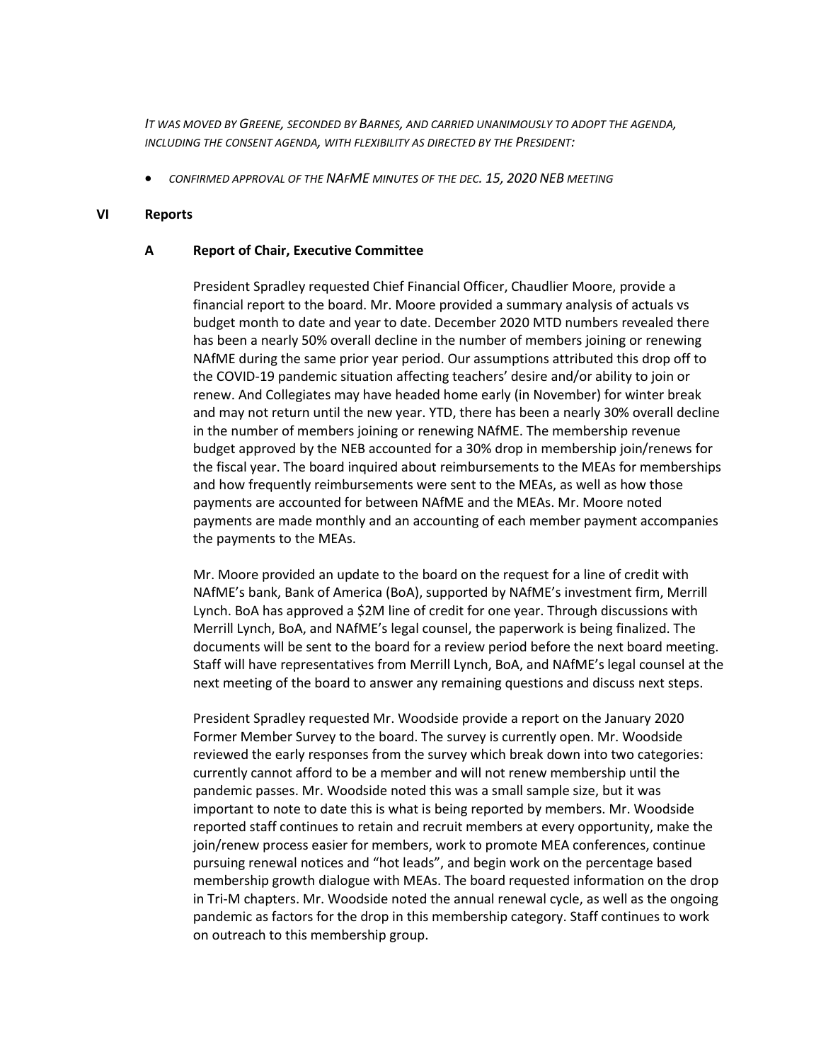*IT WAS MOVED BY GREENE, SECONDED BY BARNES, AND CARRIED UNANIMOUSLY TO ADOPT THE AGENDA, INCLUDING THE CONSENT AGENDA, WITH FLEXIBILITY AS DIRECTED BY THE PRESIDENT:*

- *CONFIRMED APPROVAL OF THE NAFME MINUTES OF THE DEC. 15, 2020 NEB MEETING*

## VI Reports

### A Report of Chair, Executive Committee

President Spradley requested Chief Financial Officer, Chaudlier Moore, provide a financial report to the board. Mr. Moore provided a summary analysis of actuals vs budget month to date and year to date. December 2020 MTD numbers revealed there has been a nearly 50% overall decline in the number of members joining or renewing NAfME during the same prior year period. Our assumptions attributed this drop off to the COVID-19 pandemic situation affecting teachers' desire and/or ability to join or renew. And Collegiates may have headed home early (in November) for winter break and may not return until the new year. YTD, there has been a nearly 30% overall decline in the number of members joining or renewing NAfME. The membership revenue budget approved by the NEB accounted for a 30% drop in membership join/renews for the fiscal year. The board inquired about reimbursements to the MEAs for memberships and how frequently reimbursements were sent to the MEAs, as well as how those payments are accounted for between NAfME and the MEAs. Mr. Moore noted payments are made monthly and an accounting of each member payment accompanies the payments to the MEAs.

Mr. Moore provided an update to the board on the request for a line of credit with NAfME's bank, Bank of America (BoA), supported by NAfME's investment firm, Merrill Lynch. BoA has approved a $2M line of credit for one year. Through discussions with Merrill Lynch, BoA, and NAfME's legal counsel, the paperwork is being finalized. The documents will be sent to the board for a review period before the next board meeting. Staff will have representatives from Merrill Lynch, BoA, and NAfME's legal counsel at the next meeting of the board to answer any remaining questions and discuss next steps.

President Spradley requested Mr. Woodside provide a report on the January 2020 Former Member Survey to the board. The survey is currently open. Mr. Woodside reviewed the early responses from the survey which break down into two categories: currently cannot afford to be a member and will not renew membership until the pandemic passes. Mr. Woodside noted this was a small sample size, but it was important to note to date this is what is being reported by members. Mr. Woodside reported staff continues to retain and recruit members at every opportunity, make the join/renew process easier for members, work to promote MEA conferences, continue pursuing renewal notices and "hot leads", and begin work on the percentage based membership growth dialogue with MEAs. The board requested information on the drop in Tri-M chapters. Mr. Woodside noted the annual renewal cycle, as well as the ongoing pandemic as factors for the drop in this membership category. Staff continues to work on outreach to this membership group.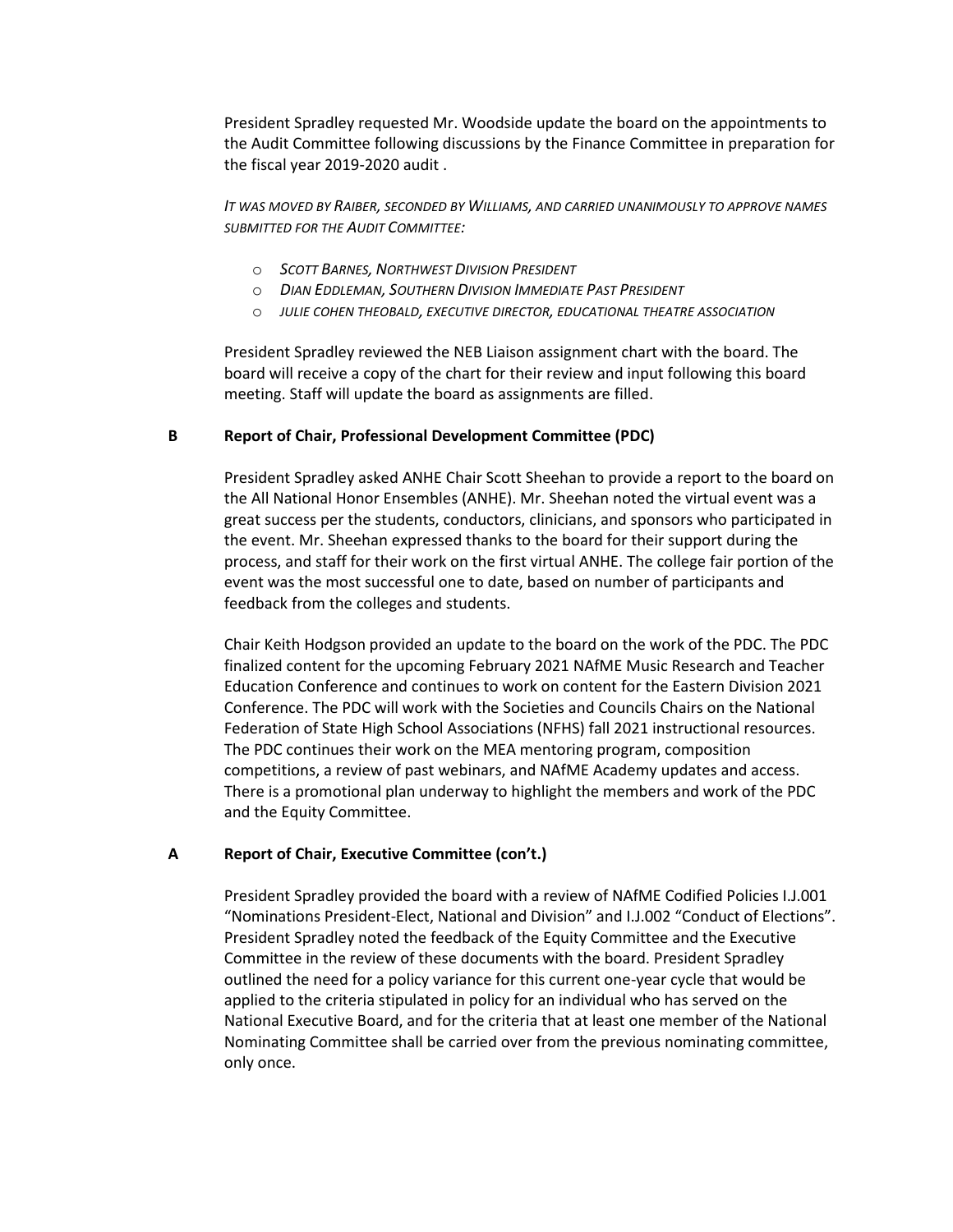President Spradley requested Mr. Woodside update the board on the appointments to the Audit Committee following discussions by the Finance Committee in preparation for the fiscal year 2019-2020 audit .

*IT WAS MOVED BY RAIBER, SECONDED BY WILLIAMS, AND CARRIED UNANIMOUSLY TO APPROVE NAMES SUBMITTED FOR THE AUDIT COMMITTEE:*

- *SCOTT BARNES, NORTHWEST DIVISION PRESIDENT*
- *DIAN EDDLEMAN, SOUTHERN DIVISION IMMEDIATE PAST PRESIDENT*
- *JULIE COHEN THEOBALD, EXECUTIVE DIRECTOR, EDUCATIONAL THEATRE ASSOCIATION*

President Spradley reviewed the NEB Liaison assignment chart with the board. The board will receive a copy of the chart for their review and input following this board meeting. Staff will update the board as assignments are filled.

## B Report of Chair, Professional Development Committee (PDC)

President Spradley asked ANHE Chair Scott Sheehan to provide a report to the board on the All National Honor Ensembles (ANHE). Mr. Sheehan noted the virtual event was a great success per the students, conductors, clinicians, and sponsors who participated in the event. Mr. Sheehan expressed thanks to the board for their support during the process, and staff for their work on the first virtual ANHE. The college fair portion of the event was the most successful one to date, based on number of participants and feedback from the colleges and students.

Chair Keith Hodgson provided an update to the board on the work of the PDC. The PDC finalized content for the upcoming February 2021 NAfME Music Research and Teacher Education Conference and continues to work on content for the Eastern Division 2021 Conference. The PDC will work with the Societies and Councils Chairs on the National Federation of State High School Associations (NFHS) fall 2021 instructional resources. The PDC continues their work on the MEA mentoring program, composition competitions, a review of past webinars, and NAfME Academy updates and access. There is a promotional plan underway to highlight the members and work of the PDC and the Equity Committee.

## A Report of Chair, Executive Committee (con't.)

President Spradley provided the board with a review of NAfME Codified Policies I.J.001 "Nominations President-Elect, National and Division" and I.J.002 "Conduct of Elections". President Spradley noted the feedback of the Equity Committee and the Executive Committee in the review of these documents with the board. President Spradley outlined the need for a policy variance for this current one-year cycle that would be applied to the criteria stipulated in policy for an individual who has served on the National Executive Board, and for the criteria that at least one member of the National Nominating Committee shall be carried over from the previous nominating committee, only once.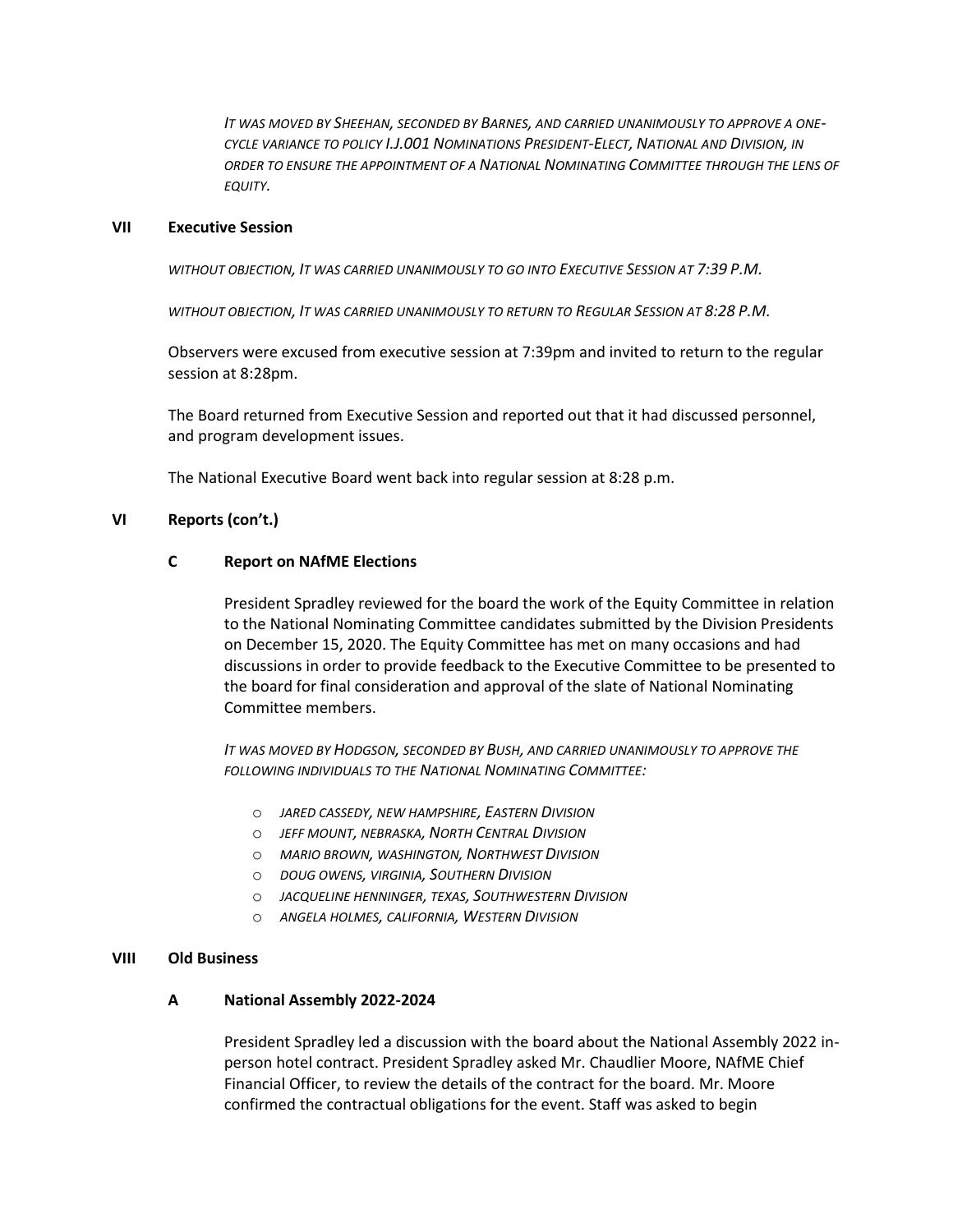*IT WAS MOVED BY SHEEHAN, SECONDED BY BARNES, AND CARRIED UNANIMOUSLY TO APPROVE A ONE-CYCLE VARIANCE TO POLICY I.J.001 NOMINATIONS PRESIDENT-ELECT, NATIONAL AND DIVISION, IN ORDER TO ENSURE THE APPOINTMENT OF A NATIONAL NOMINATING COMMITTEE THROUGH THE LENS OF EQUITY.*

## VII Executive Session

*WITHOUT OBJECTION, IT WAS CARRIED UNANIMOUSLY TO GO INTO EXECUTIVE SESSION AT 7:39 P.M.*

*WITHOUT OBJECTION, IT WAS CARRIED UNANIMOUSLY TO RETURN TO REGULAR SESSION AT 8:28 P.M.*

Observers were excused from executive session at 7:39pm and invited to return to the regular session at 8:28pm.

The Board returned from Executive Session and reported out that it had discussed personnel, and program development issues.

The National Executive Board went back into regular session at 8:28 p.m.

## VI Reports (con't.)

### C Report on NAfME Elections

President Spradley reviewed for the board the work of the Equity Committee in relation to the National Nominating Committee candidates submitted by the Division Presidents on December 15, 2020. The Equity Committee has met on many occasions and had discussions in order to provide feedback to the Executive Committee to be presented to the board for final consideration and approval of the slate of National Nominating Committee members.

*IT WAS MOVED BY HODGSON, SECONDED BY BUSH, AND CARRIED UNANIMOUSLY TO APPROVE THE FOLLOWING INDIVIDUALS TO THE NATIONAL NOMINATING COMMITTEE:*

- *JARED CASSEDY, NEW HAMPSHIRE, EASTERN DIVISION*
- *JEFF MOUNT, NEBRASKA, NORTH CENTRAL DIVISION*
- *MARIO BROWN, WASHINGTON, NORTHWEST DIVISION*
- *DOUG OWENS, VIRGINIA, SOUTHERN DIVISION*
- *JACQUELINE HENNINGER, TEXAS, SOUTHWESTERN DIVISION*
- *ANGELA HOLMES, CALIFORNIA, WESTERN DIVISION*

## VIII Old Business

### A National Assembly 2022-2024

President Spradley led a discussion with the board about the National Assembly 2022 in-person hotel contract. President Spradley asked Mr. Chaudlier Moore, NAfME Chief Financial Officer, to review the details of the contract for the board. Mr. Moore confirmed the contractual obligations for the event. Staff was asked to begin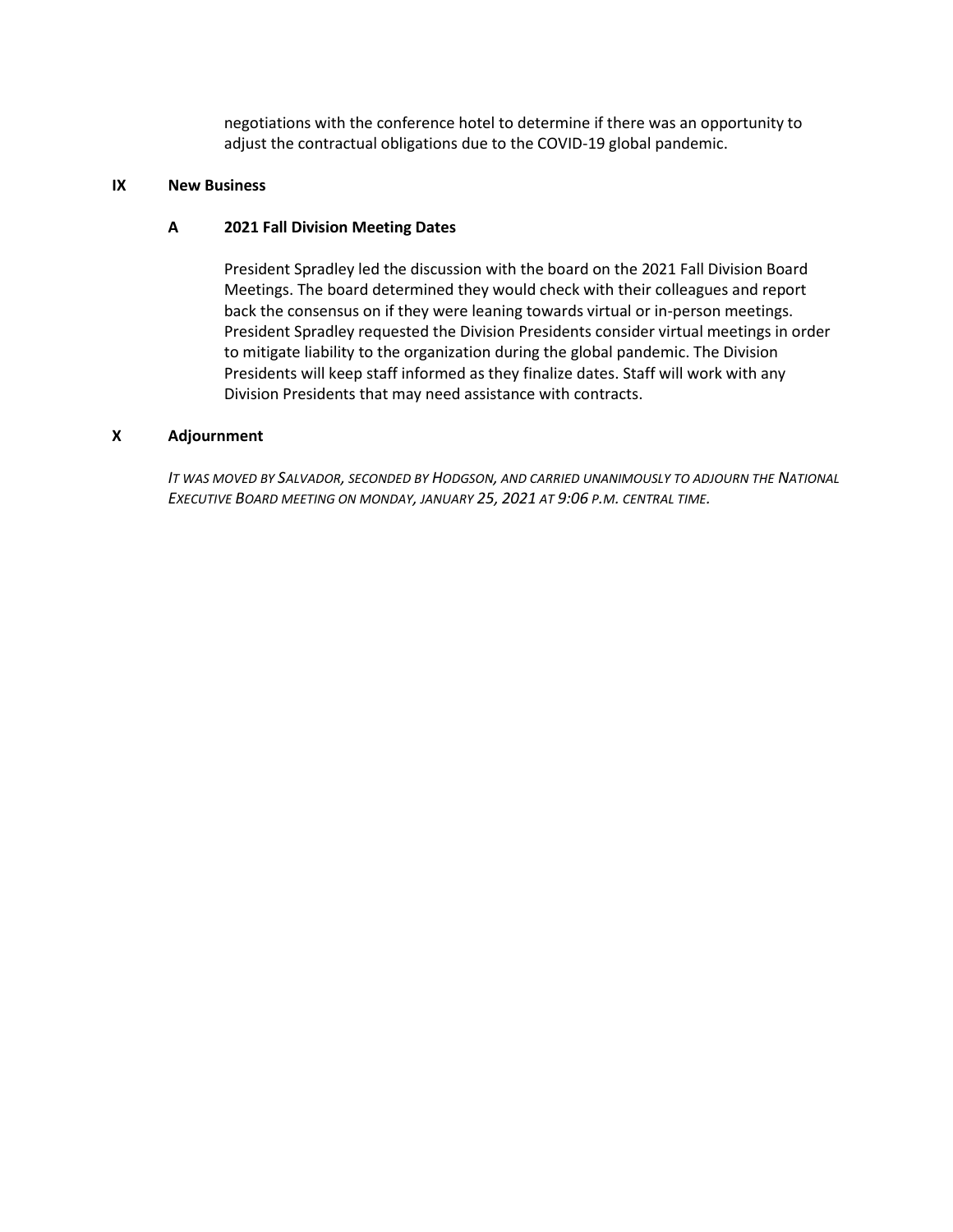negotiations with the conference hotel to determine if there was an opportunity to adjust the contractual obligations due to the COVID-19 global pandemic.

## IX New Business

### A 2021 Fall Division Meeting Dates

President Spradley led the discussion with the board on the 2021 Fall Division Board Meetings. The board determined they would check with their colleagues and report back the consensus on if they were leaning towards virtual or in-person meetings. President Spradley requested the Division Presidents consider virtual meetings in order to mitigate liability to the organization during the global pandemic. The Division Presidents will keep staff informed as they finalize dates. Staff will work with any Division Presidents that may need assistance with contracts.

## X Adjournment

*IT WAS MOVED BY SALVADOR, SECONDED BY HODGSON, AND CARRIED UNANIMOUSLY TO ADJOURN THE NATIONAL EXECUTIVE BOARD MEETING ON MONDAY, JANUARY 25, 2021 AT 9:06 P.M. CENTRAL TIME.*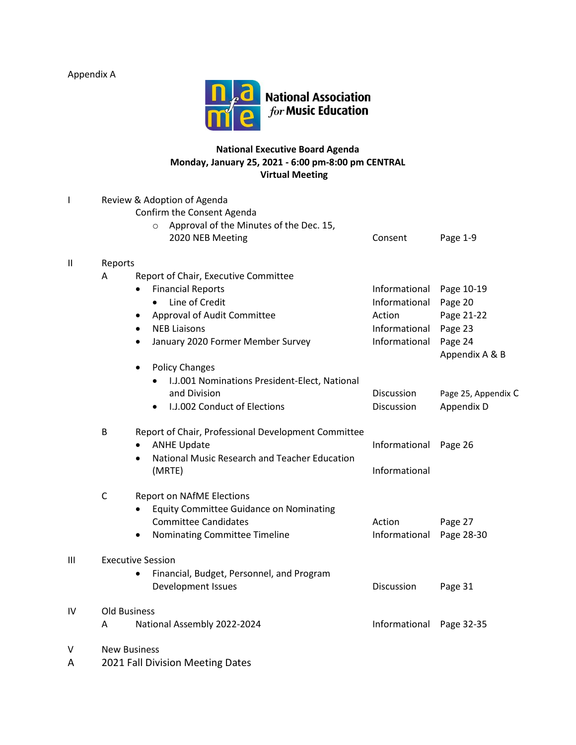Appendix A

National Association *for* Music Education

**National Executive Board Agenda**
**Monday, January 25, 2021 - 6:00 pm-8:00 pm CENTRAL**
**Virtual Meeting**

| | | | | |
|---|---|---|---|---|
| I | Review & Adoption of Agenda | | | |
| | | Confirm the Consent Agenda | | |
| | | ○ Approval of the Minutes of the Dec. 15, 2020 NEB Meeting | Consent | Page 1-9 |
| II | Reports | | | |
| | A | Report of Chair, Executive Committee | | |
| | | • Financial Reports | Informational | Page 10-19 |
| | | • Line of Credit | Informational | Page 20 |
| | | • Approval of Audit Committee | Action | Page 21-22 |
| | | • NEB Liaisons | Informational | Page 23 |
| | | • January 2020 Former Member Survey | Informational | Page 24 Appendix A & B |
| | | • Policy Changes | | |
| | | • I.J.001 Nominations President-Elect, National and Division | Discussion | Page 25, Appendix C |
| | | • I.J.002 Conduct of Elections | Discussion | Appendix D |
| | B | Report of Chair, Professional Development Committee | | |
| | | • ANHE Update | Informational | Page 26 |
| | | • National Music Research and Teacher Education (MRTE) | Informational | |
| | C | Report on NAfME Elections | | |
| | | • Equity Committee Guidance on Nominating Committee Candidates | Action | Page 27 |
| | | • Nominating Committee Timeline | Informational | Page 28-30 |
| III | Executive Session | | | |
| | | • Financial, Budget, Personnel, and Program Development Issues | Discussion | Page 31 |
| IV | Old Business | | | |
| | A | National Assembly 2022-2024 | Informational | Page 32-35 |
| V | New Business | | | |
| A | 2021 Fall Division Meeting Dates | | | |